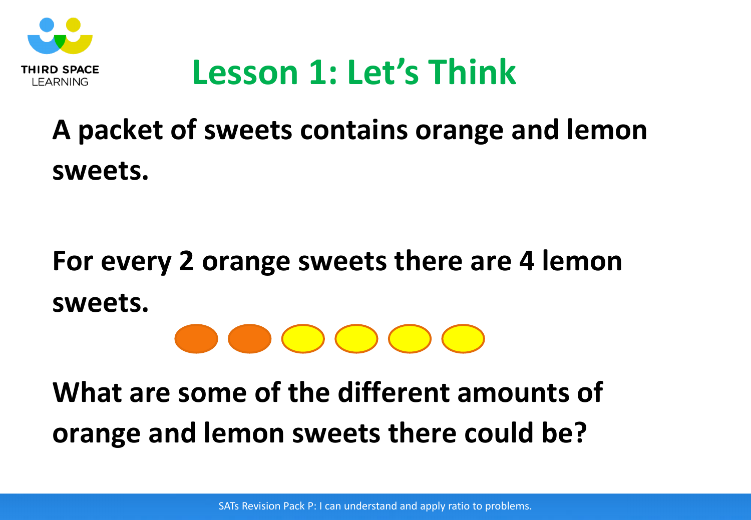# Lesson 1: Let's Think

**A packet of sweets contains orange and lemon sweets.**

**For every 2 orange sweets there are 4 lemon sweets.**

**What are some of the different amounts of orange and lemon sweets there could be?**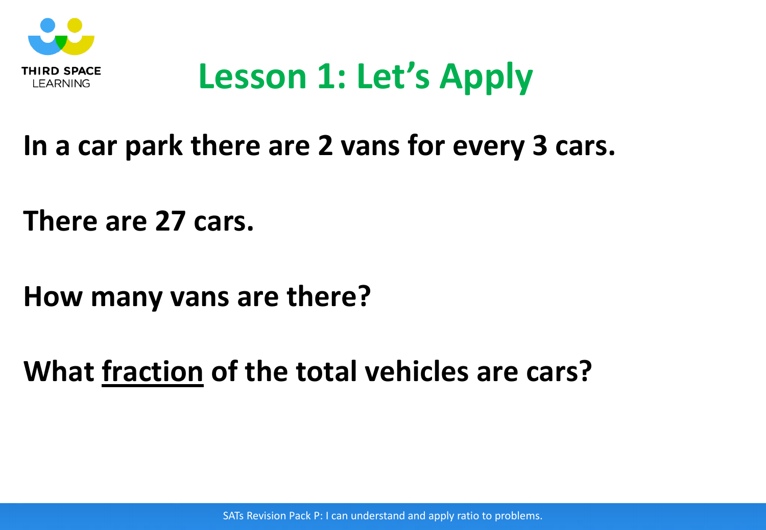# Lesson 1: Let's Apply

**In a car park there are 2 vans for every 3 cars.**

**There are 27 cars.**

**How many vans are there?**

**What <u>fraction</u> of the total vehicles are cars?**

SATs Revision Pack P: I can understand and apply ratio to problems.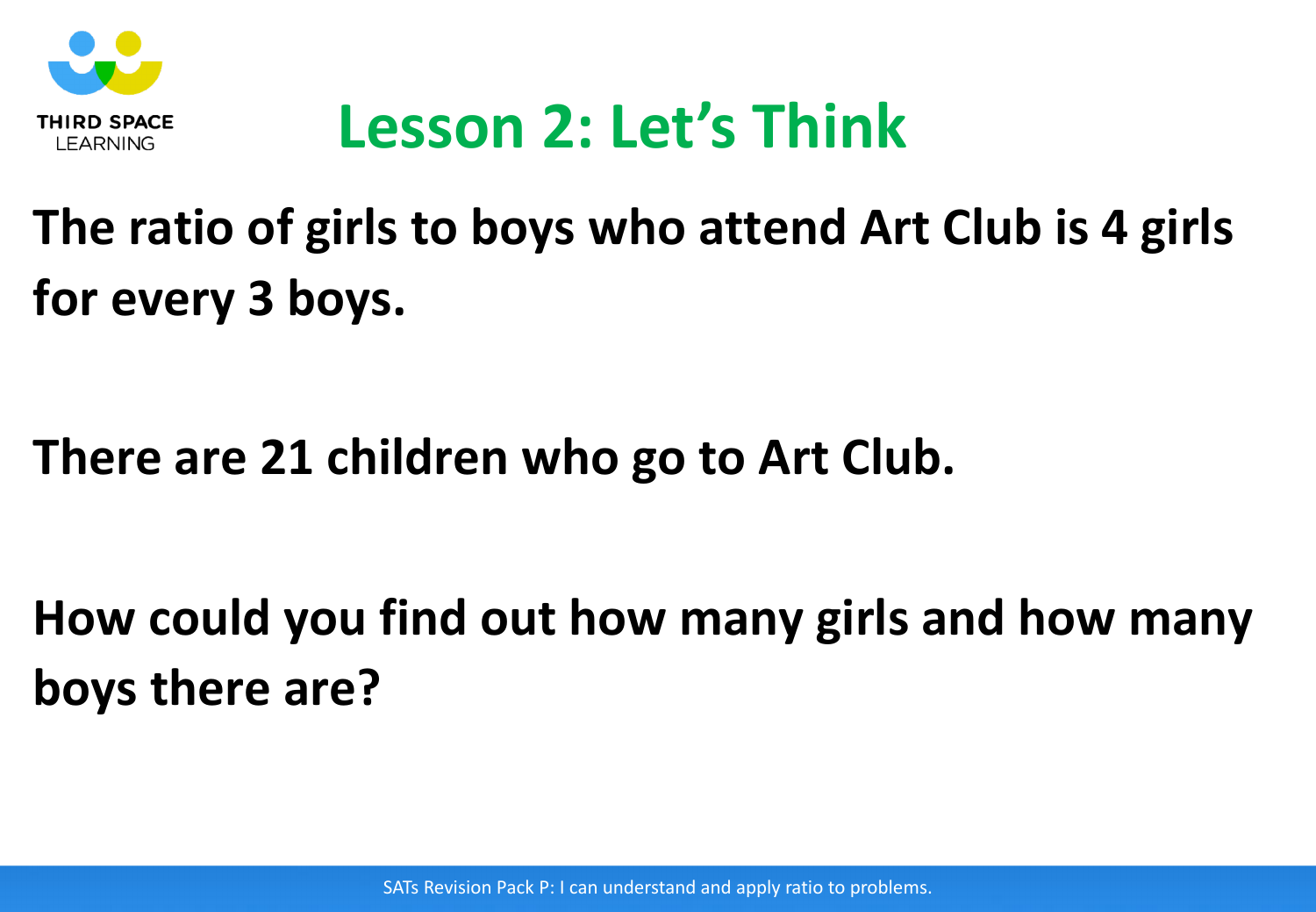# Lesson 2: Let's Think

**The ratio of girls to boys who attend Art Club is 4 girls for every 3 boys.**

**There are 21 children who go to Art Club.**

**How could you find out how many girls and how many boys there are?**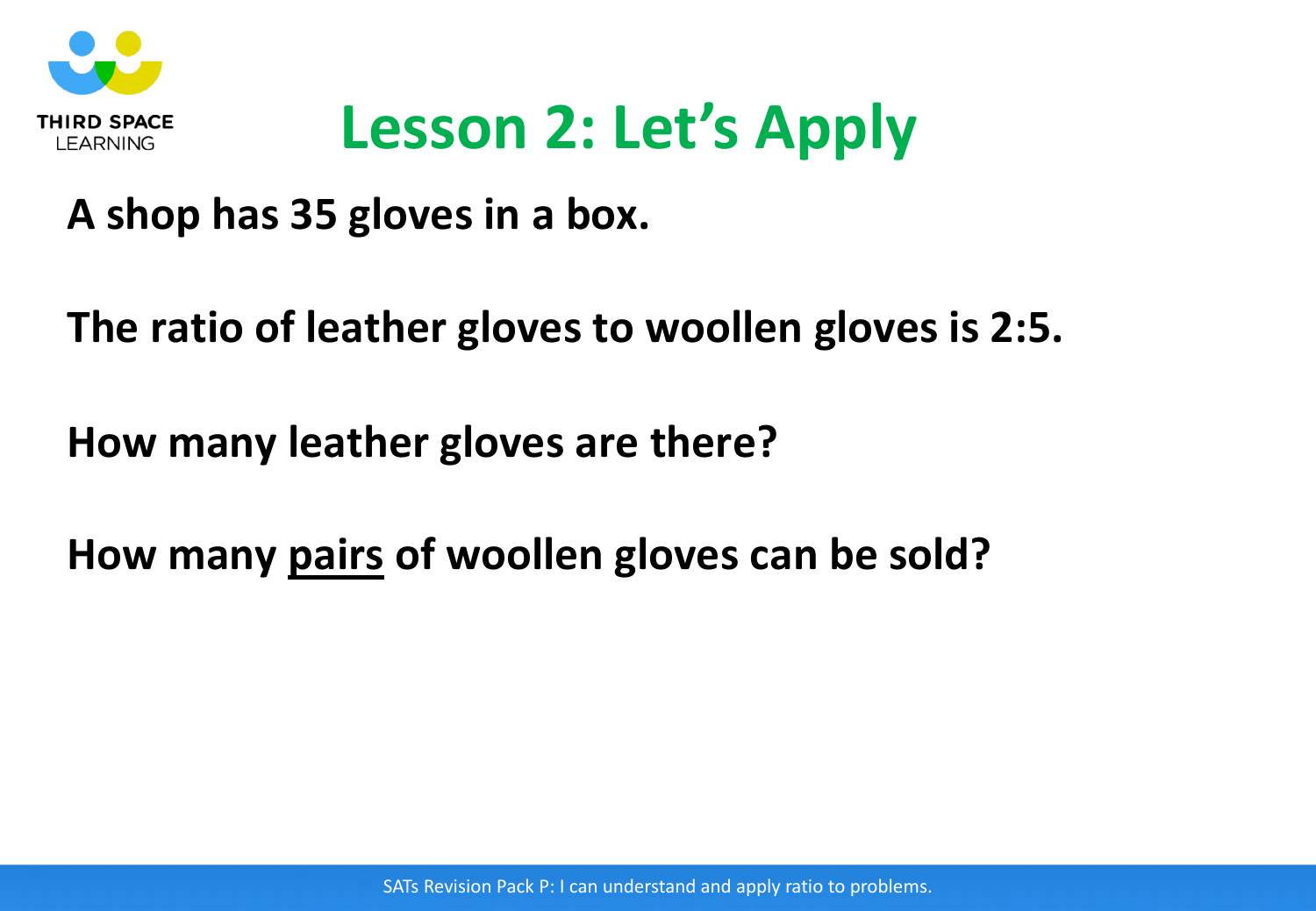# Lesson 2: Let's Apply

**A shop has 35 gloves in a box.**

**The ratio of leather gloves to woollen gloves is 2:5.**

**How many leather gloves are there?**

**How many <u>pairs</u> of woollen gloves can be sold?**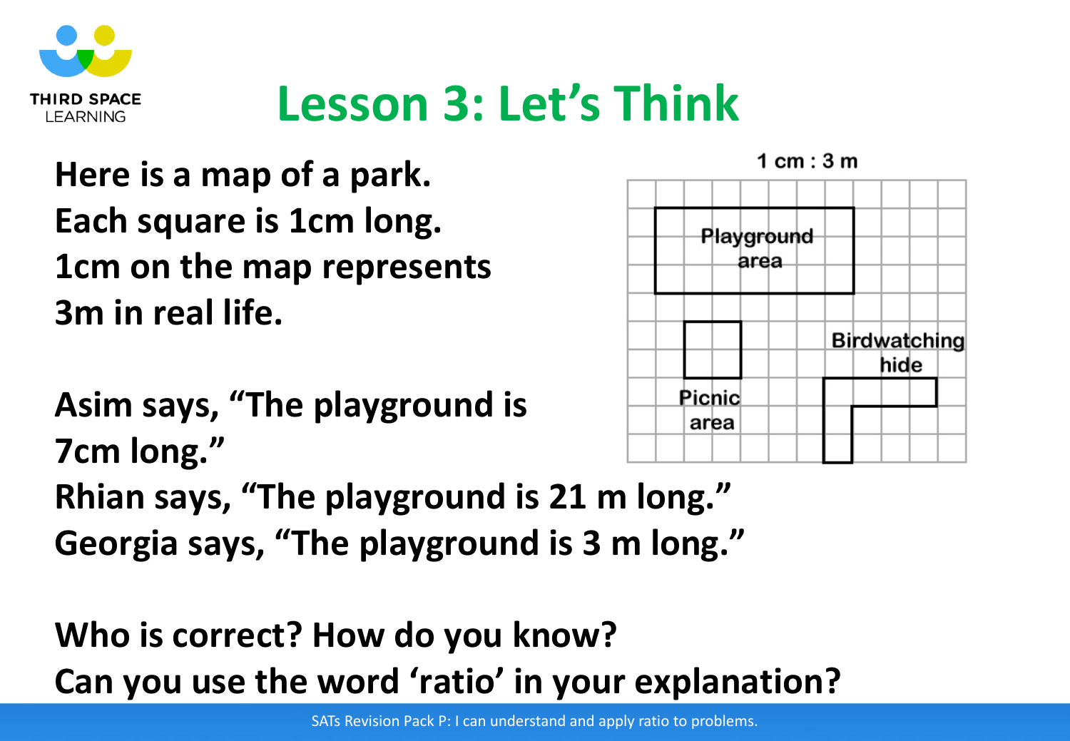# Lesson 3: Let's Think

Here is a map of a park.
Each square is 1cm long.
1cm on the map represents
3m in real life.

1 cm : 3 m

Playground area

Picnic area

Birdwatching hide

Asim says, "The playground is 7cm long."
Rhian says, "The playground is 21 m long."
Georgia says, "The playground is 3 m long."

Who is correct? How do you know?
Can you use the word 'ratio' in your explanation?

SATs Revision Pack P: I can understand and apply ratio to problems.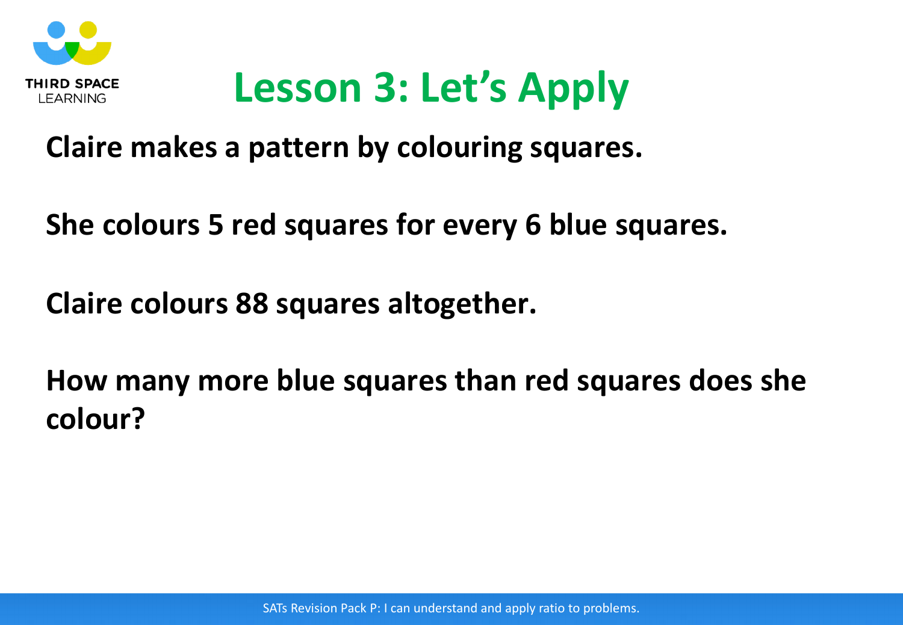# Lesson 3: Let's Apply

**Claire makes a pattern by colouring squares.**

**She colours 5 red squares for every 6 blue squares.**

**Claire colours 88 squares altogether.**

**How many more blue squares than red squares does she colour?**